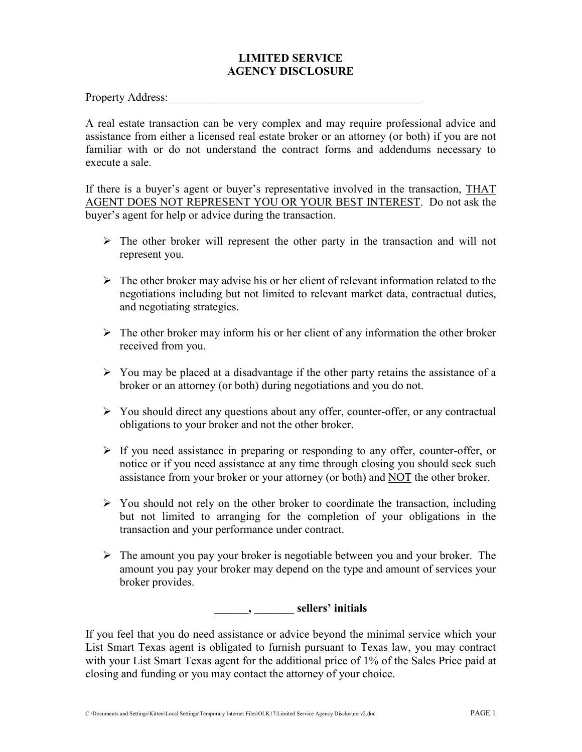# LIMITED SERVICE AGENCY DISCLOSURE

Property Address: _____________________________________________

A real estate transaction can be very complex and may require professional advice and assistance from either a licensed real estate broker or an attorney (or both) if you are not familiar with or do not understand the contract forms and addendums necessary to execute a sale.

If there is a buyer's agent or buyer's representative involved in the transaction, <u>THAT AGENT DOES NOT REPRESENT YOU OR YOUR BEST INTEREST</u>. Do not ask the buyer's agent for help or advice during the transaction.

- The other broker will represent the other party in the transaction and will not represent you.
- The other broker may advise his or her client of relevant information related to the negotiations including but not limited to relevant market data, contractual duties, and negotiating strategies.
- The other broker may inform his or her client of any information the other broker received from you.
- You may be placed at a disadvantage if the other party retains the assistance of a broker or an attorney (or both) during negotiations and you do not.
- You should direct any questions about any offer, counter-offer, or any contractual obligations to your broker and not the other broker.
- If you need assistance in preparing or responding to any offer, counter-offer, or notice or if you need assistance at any time through closing you should seek such assistance from your broker or your attorney (or both) and <u>NOT</u> the other broker.
- You should not rely on the other broker to coordinate the transaction, including but not limited to arranging for the completion of your obligations in the transaction and your performance under contract.
- The amount you pay your broker is negotiable between you and your broker. The amount you pay your broker may depend on the type and amount of services your broker provides.

**______, _______ sellers' initials**

If you feel that you do need assistance or advice beyond the minimal service which your List Smart Texas agent is obligated to furnish pursuant to Texas law, you may contract with your List Smart Texas agent for the additional price of 1% of the Sales Price paid at closing and funding or you may contact the attorney of your choice.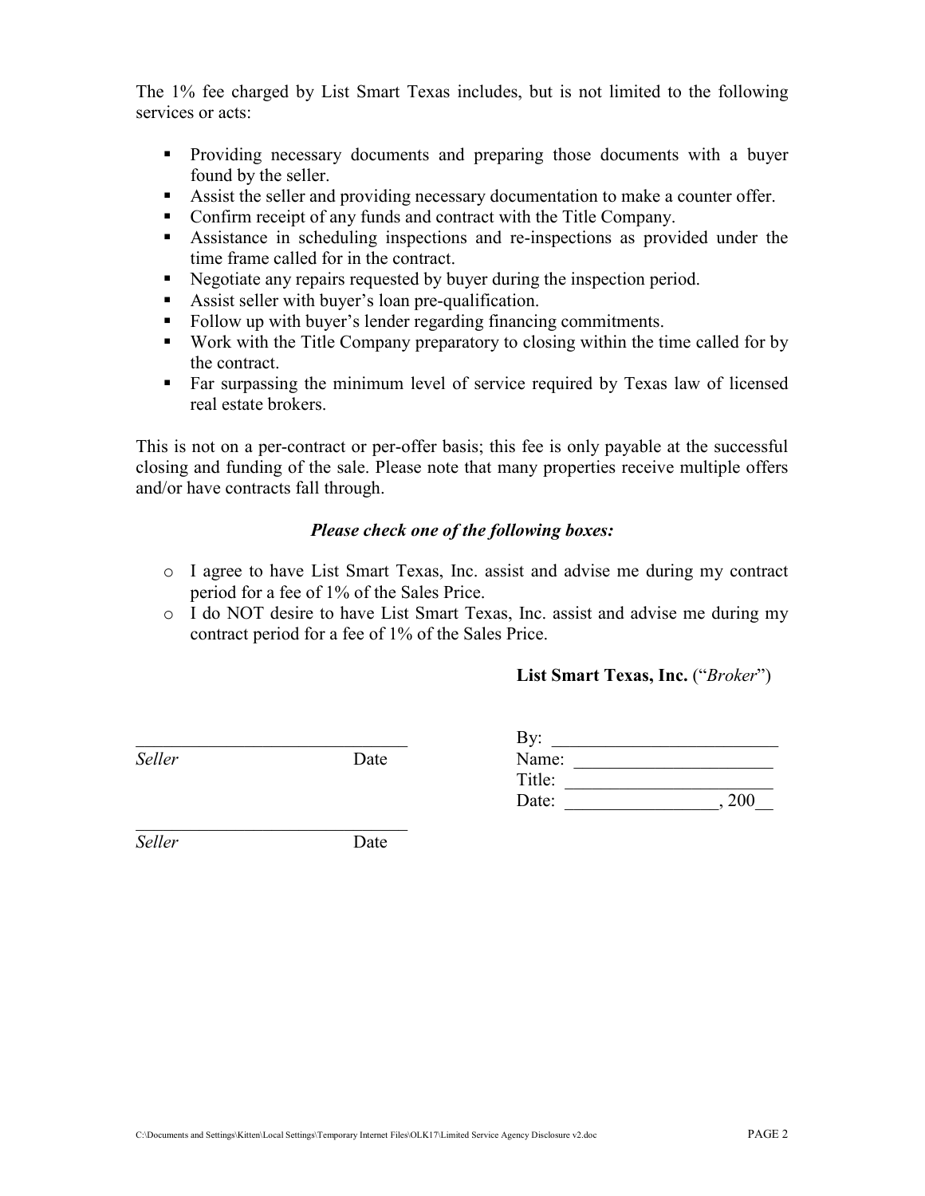The 1% fee charged by List Smart Texas includes, but is not limited to the following services or acts:

- Providing necessary documents and preparing those documents with a buyer found by the seller.
- Assist the seller and providing necessary documentation to make a counter offer.
- Confirm receipt of any funds and contract with the Title Company.
- Assistance in scheduling inspections and re-inspections as provided under the time frame called for in the contract.
- Negotiate any repairs requested by buyer during the inspection period.
- Assist seller with buyer's loan pre-qualification.
- Follow up with buyer's lender regarding financing commitments.
- Work with the Title Company preparatory to closing within the time called for by the contract.
- Far surpassing the minimum level of service required by Texas law of licensed real estate brokers.

This is not on a per-contract or per-offer basis; this fee is only payable at the successful closing and funding of the sale. Please note that many properties receive multiple offers and/or have contracts fall through.

***Please check one of the following boxes:***

- ☐ I agree to have List Smart Texas, Inc. assist and advise me during my contract period for a fee of 1% of the Sales Price.
- ☐ I do NOT desire to have List Smart Texas, Inc. assist and advise me during my contract period for a fee of 1% of the Sales Price.

**List Smart Texas, Inc.** ("*Broker*")

______________________________
*Seller* Date

By: ________________________
Name: ______________________
Title: _______________________
Date: _________________, 200__

______________________________
*Seller* Date

C:\Documents and Settings\Kitten\Local Settings\Temporary Internet Files\OLK17\Limited Service Agency Disclosure v2.doc